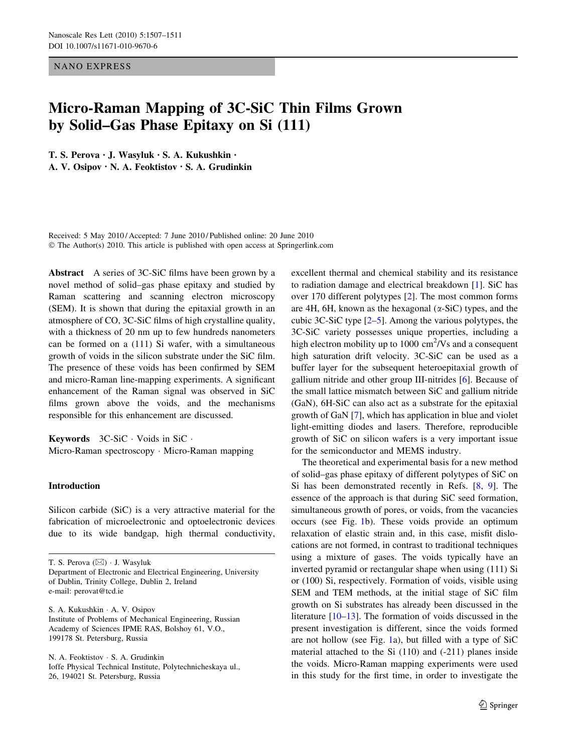NANO EXPRESS

# Micro-Raman Mapping of 3C-SiC Thin Films Grown by Solid–Gas Phase Epitaxy on Si (111)

**T. S. Perova · J. Wasyluk · S. A. Kukushkin · A. V. Osipov · N. A. Feoktistov · S. A. Grudinkin**

Received: 5 May 2010 / Accepted: 7 June 2010 / Published online: 20 June 2010
© The Author(s) 2010. This article is published with open access at Springerlink.com

**Abstract** A series of 3C-SiC films have been grown by a novel method of solid–gas phase epitaxy and studied by Raman scattering and scanning electron microscopy (SEM). It is shown that during the epitaxial growth in an atmosphere of CO, 3C-SiC films of high crystalline quality, with a thickness of 20 nm up to few hundreds nanometers can be formed on a (111) Si wafer, with a simultaneous growth of voids in the silicon substrate under the SiC film. The presence of these voids has been confirmed by SEM and micro-Raman line-mapping experiments. A significant enhancement of the Raman signal was observed in SiC films grown above the voids, and the mechanisms responsible for this enhancement are discussed.

**Keywords** 3C-SiC · Voids in SiC · Micro-Raman spectroscopy · Micro-Raman mapping

T. S. Perova (✉) · J. Wasyluk
Department of Electronic and Electrical Engineering, University of Dublin, Trinity College, Dublin 2, Ireland
e-mail: perovat@tcd.ie

S. A. Kukushkin · A. V. Osipov
Institute of Problems of Mechanical Engineering, Russian Academy of Sciences IPME RAS, Bolshoy 61, V.O., 199178 St. Petersburg, Russia

N. A. Feoktistov · S. A. Grudinkin
Ioffe Physical Technical Institute, Polytechnicheskaya ul., 26, 194021 St. Petersburg, Russia

## Introduction

Silicon carbide (SiC) is a very attractive material for the fabrication of microelectronic and optoelectronic devices due to its wide bandgap, high thermal conductivity, excellent thermal and chemical stability and its resistance to radiation damage and electrical breakdown [1]. SiC has over 170 different polytypes [2]. The most common forms are 4H, 6H, known as the hexagonal ($\alpha$-SiC) types, and the cubic 3C-SiC type [2–5]. Among the various polytypes, the 3C-SiC variety possesses unique properties, including a high electron mobility up to 1000 $cm^2$/Vs and a consequent high saturation drift velocity. 3C-SiC can be used as a buffer layer for the subsequent heteroepitaxial growth of gallium nitride and other group III-nitrides [6]. Because of the small lattice mismatch between SiC and gallium nitride (GaN), 6H-SiC can also act as a substrate for the epitaxial growth of GaN [7], which has application in blue and violet light-emitting diodes and lasers. Therefore, reproducible growth of SiC on silicon wafers is a very important issue for the semiconductor and MEMS industry.

The theoretical and experimental basis for a new method of solid–gas phase epitaxy of different polytypes of SiC on Si has been demonstrated recently in Refs. [8, 9]. The essence of the approach is that during SiC seed formation, simultaneous growth of pores, or voids, from the vacancies occurs (see Fig. 1b). These voids provide an optimum relaxation of elastic strain and, in this case, misfit dislocations are not formed, in contrast to traditional techniques using a mixture of gases. The voids typically have an inverted pyramid or rectangular shape when using (111) Si or (100) Si, respectively. Formation of voids, visible using SEM and TEM methods, at the initial stage of SiC film growth on Si substrates has already been discussed in the literature [10–13]. The formation of voids discussed in the present investigation is different, since the voids formed are not hollow (see Fig. 1a), but filled with a type of SiC material attached to the Si (110) and (-211) planes inside the voids. Micro-Raman mapping experiments were used in this study for the first time, in order to investigate the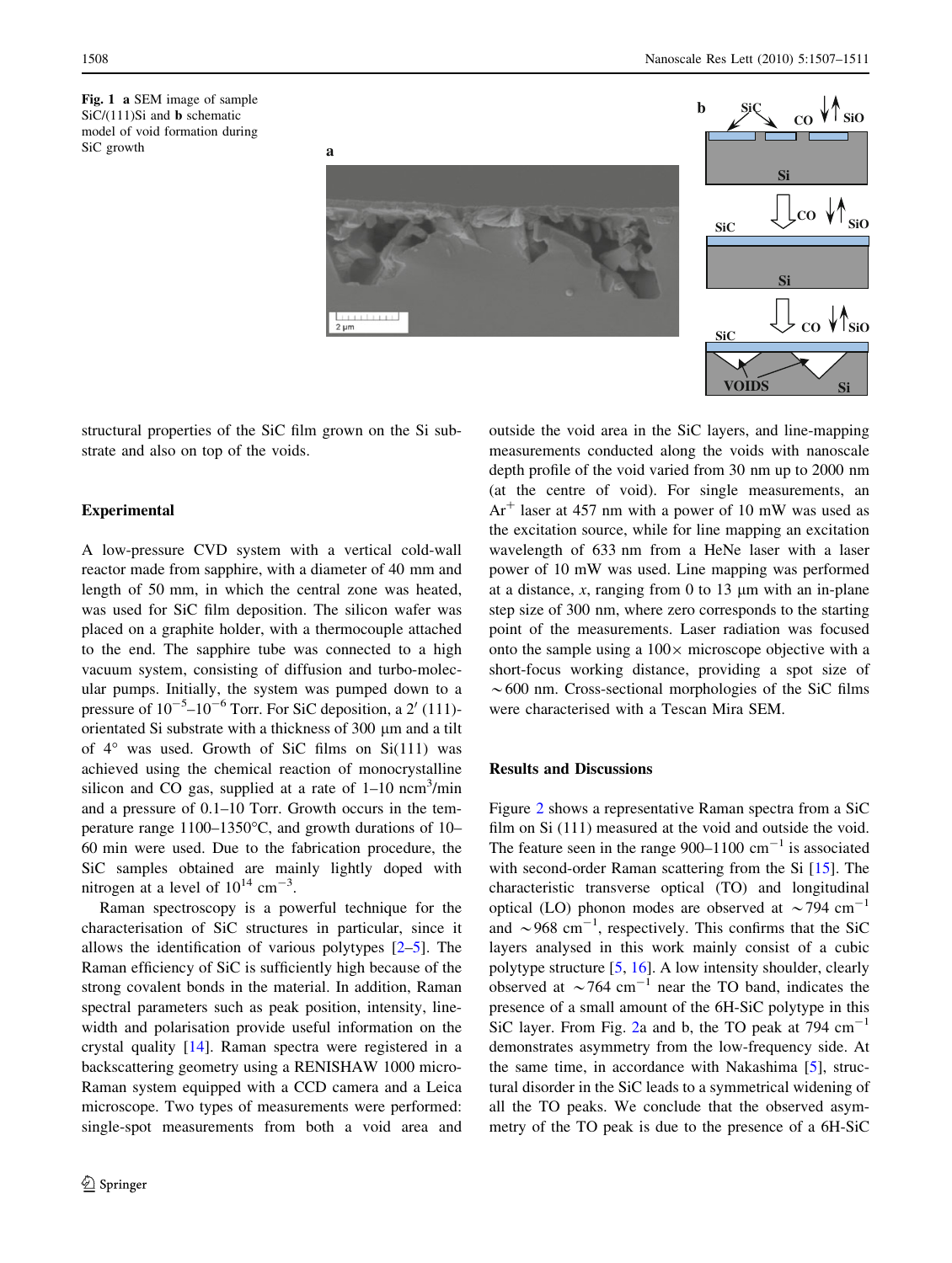Fig. 1 **a** SEM image of sample SiC/(111)Si and **b** schematic model of void formation during SiC growth

structural properties of the SiC film grown on the Si substrate and also on top of the voids.

## Experimental

A low-pressure CVD system with a vertical cold-wall reactor made from sapphire, with a diameter of 40 mm and length of 50 mm, in which the central zone was heated, was used for SiC film deposition. The silicon wafer was placed on a graphite holder, with a thermocouple attached to the end. The sapphire tube was connected to a high vacuum system, consisting of diffusion and turbo-molecular pumps. Initially, the system was pumped down to a pressure of $10^{-5}$–$10^{-6}$ Torr. For SiC deposition, a 2′ (111)-orientated Si substrate with a thickness of 300 μm and a tilt of 4° was used. Growth of SiC films on Si(111) was achieved using the chemical reaction of monocrystalline silicon and CO gas, supplied at a rate of 1–10 ncm$^3$/min and a pressure of 0.1–10 Torr. Growth occurs in the temperature range 1100–1350°C, and growth durations of 10–60 min were used. Due to the fabrication procedure, the SiC samples obtained are mainly lightly doped with nitrogen at a level of $10^{14}$ cm$^{-3}$.

Raman spectroscopy is a powerful technique for the characterisation of SiC structures in particular, since it allows the identification of various polytypes [2–5]. The Raman efficiency of SiC is sufficiently high because of the strong covalent bonds in the material. In addition, Raman spectral parameters such as peak position, intensity, linewidth and polarisation provide useful information on the crystal quality [14]. Raman spectra were registered in a backscattering geometry using a RENISHAW 1000 micro-Raman system equipped with a CCD camera and a Leica microscope. Two types of measurements were performed: single-spot measurements from both a void area and outside the void area in the SiC layers, and line-mapping measurements conducted along the voids with nanoscale depth profile of the void varied from 30 nm up to 2000 nm (at the centre of void). For single measurements, an $Ar^+$ laser at 457 nm with a power of 10 mW was used as the excitation source, while for line mapping an excitation wavelength of 633 nm from a HeNe laser with a laser power of 10 mW was used. Line mapping was performed at a distance, $x$, ranging from 0 to 13 μm with an in-plane step size of 300 nm, where zero corresponds to the starting point of the measurements. Laser radiation was focused onto the sample using a 100× microscope objective with a short-focus working distance, providing a spot size of ~600 nm. Cross-sectional morphologies of the SiC films were characterised with a Tescan Mira SEM.

## Results and Discussions

Figure 2 shows a representative Raman spectra from a SiC film on Si (111) measured at the void and outside the void. The feature seen in the range 900–1100 cm$^{-1}$ is associated with second-order Raman scattering from the Si [15]. The characteristic transverse optical (TO) and longitudinal optical (LO) phonon modes are observed at ~794 cm$^{-1}$ and ~968 cm$^{-1}$, respectively. This confirms that the SiC layers analysed in this work mainly consist of a cubic polytype structure [5, 16]. A low intensity shoulder, clearly observed at ~764 cm$^{-1}$ near the TO band, indicates the presence of a small amount of the 6H-SiC polytype in this SiC layer. From Fig. 2a and b, the TO peak at 794 cm$^{-1}$ demonstrates asymmetry from the low-frequency side. At the same time, in accordance with Nakashima [5], structural disorder in the SiC leads to a symmetrical widening of all the TO peaks. We conclude that the observed asymmetry of the TO peak is due to the presence of a 6H-SiC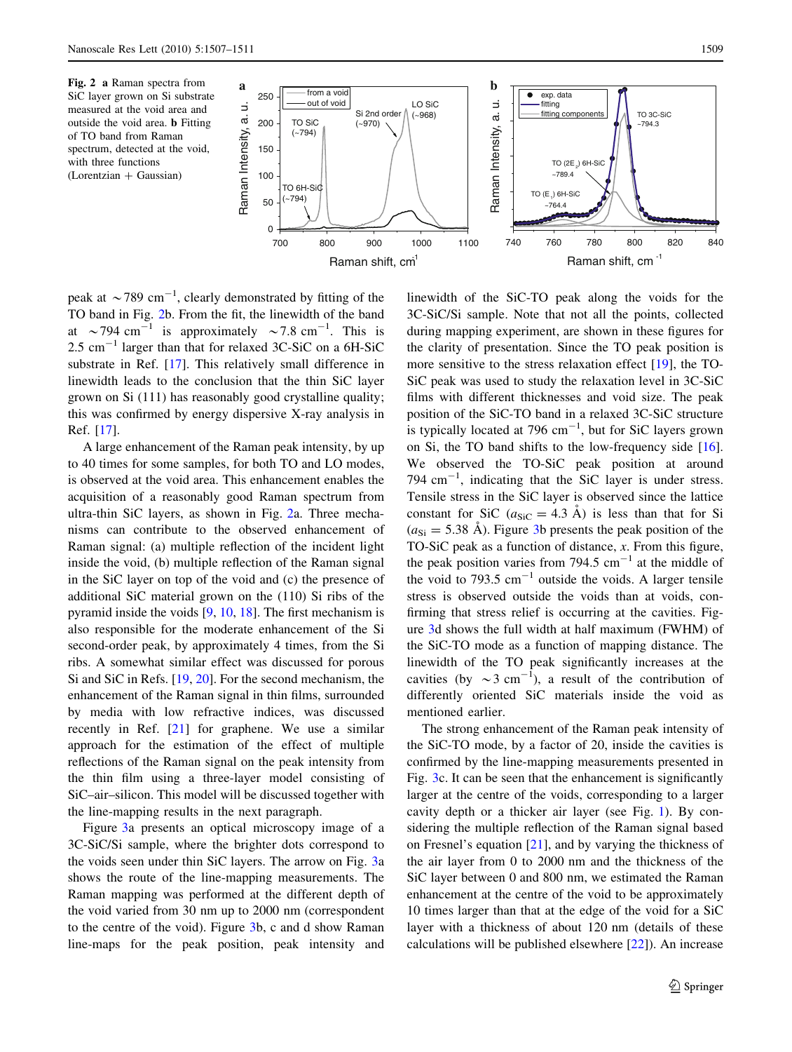**Fig. 2** **a** Raman spectra from SiC layer grown on Si substrate measured at the void area and outside the void area. **b** Fitting of TO band from Raman spectrum, detected at the void, with three functions (Lorentzian + Gaussian)

peak at $\sim 789$ cm$^{-1}$, clearly demonstrated by fitting of the TO band in Fig. 2b. From the fit, the linewidth of the band at $\sim 794$ cm$^{-1}$ is approximately $\sim 7.8$ cm$^{-1}$. This is 2.5 cm$^{-1}$ larger than that for relaxed 3C-SiC on a 6H-SiC substrate in Ref. [17]. This relatively small difference in linewidth leads to the conclusion that the thin SiC layer grown on Si (111) has reasonably good crystalline quality; this was confirmed by energy dispersive X-ray analysis in Ref. [17].

A large enhancement of the Raman peak intensity, by up to 40 times for some samples, for both TO and LO modes, is observed at the void area. This enhancement enables the acquisition of a reasonably good Raman spectrum from ultra-thin SiC layers, as shown in Fig. 2a. Three mechanisms can contribute to the observed enhancement of Raman signal: (a) multiple reflection of the incident light inside the void, (b) multiple reflection of the Raman signal in the SiC layer on top of the void and (c) the presence of additional SiC material grown on the (110) Si ribs of the pyramid inside the voids [9, 10, 18]. The first mechanism is also responsible for the moderate enhancement of the Si second-order peak, by approximately 4 times, from the Si ribs. A somewhat similar effect was discussed for porous Si and SiC in Refs. [19, 20]. For the second mechanism, the enhancement of the Raman signal in thin films, surrounded by media with low refractive indices, was discussed recently in Ref. [21] for graphene. We use a similar approach for the estimation of the effect of multiple reflections of the Raman signal on the peak intensity from the thin film using a three-layer model consisting of SiC–air–silicon. This model will be discussed together with the line-mapping results in the next paragraph.

Figure 3a presents an optical microscopy image of a 3C-SiC/Si sample, where the brighter dots correspond to the voids seen under thin SiC layers. The arrow on Fig. 3a shows the route of the line-mapping measurements. The Raman mapping was performed at the different depth of the void varied from 30 nm up to 2000 nm (correspondent to the centre of the void). Figure 3b, c and d show Raman line-maps for the peak position, peak intensity and linewidth of the SiC-TO peak along the voids for the 3C-SiC/Si sample. Note that not all the points, collected during mapping experiment, are shown in these figures for the clarity of presentation. Since the TO peak position is more sensitive to the stress relaxation effect [19], the TO-SiC peak was used to study the relaxation level in 3C-SiC films with different thicknesses and void size. The peak position of the SiC-TO band in a relaxed 3C-SiC structure is typically located at 796 cm$^{-1}$, but for SiC layers grown on Si, the TO band shifts to the low-frequency side [16]. We observed the TO-SiC peak position at around 794 cm$^{-1}$, indicating that the SiC layer is under stress. Tensile stress in the SiC layer is observed since the lattice constant for SiC ($a_{\mathrm{SiC}} = 4.3$ Å) is less than that for Si ($a_{\mathrm{Si}} = 5.38$ Å). Figure 3b presents the peak position of the TO-SiC peak as a function of distance, $x$. From this figure, the peak position varies from 794.5 cm$^{-1}$ at the middle of the void to 793.5 cm$^{-1}$ outside the voids. A larger tensile stress is observed outside the voids than at voids, confirming that stress relief is occurring at the cavities. Figure 3d shows the full width at half maximum (FWHM) of the SiC-TO mode as a function of mapping distance. The linewidth of the TO peak significantly increases at the cavities (by $\sim 3$ cm$^{-1}$), a result of the contribution of differently oriented SiC materials inside the void as mentioned earlier.

The strong enhancement of the Raman peak intensity of the SiC-TO mode, by a factor of 20, inside the cavities is confirmed by the line-mapping measurements presented in Fig. 3c. It can be seen that the enhancement is significantly larger at the centre of the voids, corresponding to a larger cavity depth or a thicker air layer (see Fig. 1). By considering the multiple reflection of the Raman signal based on Fresnel's equation [21], and by varying the thickness of the air layer from 0 to 2000 nm and the thickness of the SiC layer between 0 and 800 nm, we estimated the Raman enhancement at the centre of the void to be approximately 10 times larger than that at the edge of the void for a SiC layer with a thickness of about 120 nm (details of these calculations will be published elsewhere [22]). An increase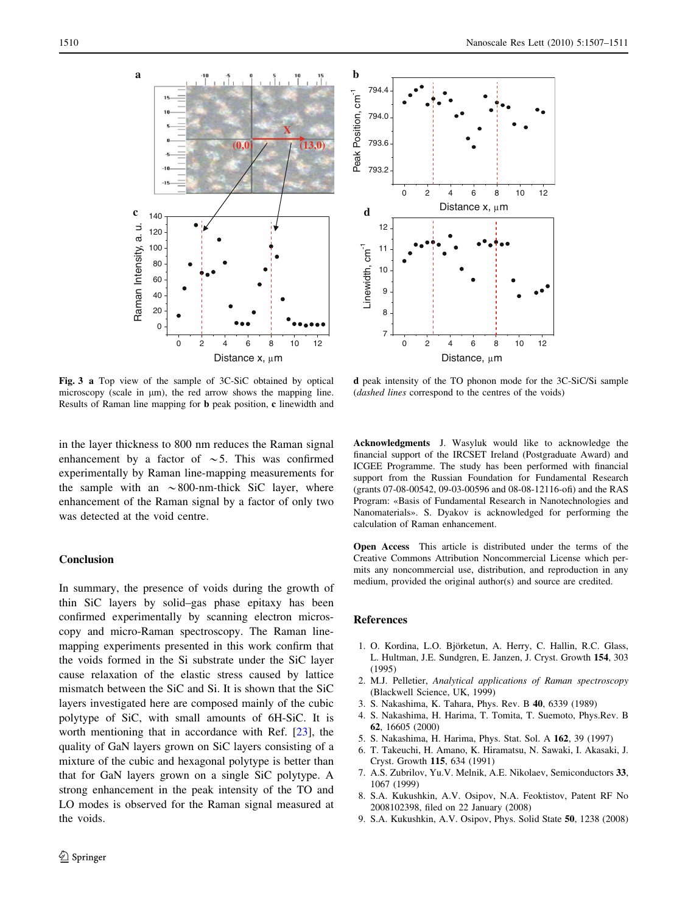**Fig. 3** **a** Top view of the sample of 3C-SiC obtained by optical microscopy (scale in μm), the red arrow shows the mapping line. Results of Raman line mapping for **b** peak position, **c** linewidth and **d** peak intensity of the TO phonon mode for the 3C-SiC/Si sample (*dashed lines* correspond to the centres of the voids)

in the layer thickness to 800 nm reduces the Raman signal enhancement by a factor of ~5. This was confirmed experimentally by Raman line-mapping measurements for the sample with an ~800-nm-thick SiC layer, where enhancement of the Raman signal by a factor of only two was detected at the void centre.

## Conclusion

In summary, the presence of voids during the growth of thin SiC layers by solid–gas phase epitaxy has been confirmed experimentally by scanning electron microscopy and micro-Raman spectroscopy. The Raman line-mapping experiments presented in this work confirm that the voids formed in the Si substrate under the SiC layer cause relaxation of the elastic stress caused by lattice mismatch between the SiC and Si. It is shown that the SiC layers investigated here are composed mainly of the cubic polytype of SiC, with small amounts of 6H-SiC. It is worth mentioning that in accordance with Ref. [23], the quality of GaN layers grown on SiC layers consisting of a mixture of the cubic and hexagonal polytype is better than that for GaN layers grown on a single SiC polytype. A strong enhancement in the peak intensity of the TO and LO modes is observed for the Raman signal measured at the voids.

**Acknowledgments** J. Wasyluk would like to acknowledge the financial support of the IRCSET Ireland (Postgraduate Award) and ICGEE Programme. The study has been performed with financial support from the Russian Foundation for Fundamental Research (grants 07-08-00542, 09-03-00596 and 08-08-12116-ofi) and the RAS Program: «Basis of Fundamental Research in Nanotechnologies and Nanomaterials». S. Dyakov is acknowledged for performing the calculation of Raman enhancement.

**Open Access** This article is distributed under the terms of the Creative Commons Attribution Noncommercial License which permits any noncommercial use, distribution, and reproduction in any medium, provided the original author(s) and source are credited.

## References

1. O. Kordina, L.O. Björketun, A. Herry, C. Hallin, R.C. Glass, L. Hultman, J.E. Sundgren, E. Janzen, J. Cryst. Growth **154**, 303 (1995)
2. M.J. Pelletier, *Analytical applications of Raman spectroscopy* (Blackwell Science, UK, 1999)
3. S. Nakashima, K. Tahara, Phys. Rev. B **40**, 6339 (1989)
4. S. Nakashima, H. Harima, T. Tomita, T. Suemoto, Phys.Rev. B **62**, 16605 (2000)
5. S. Nakashima, H. Harima, Phys. Stat. Sol. A **162**, 39 (1997)
6. T. Takeuchi, H. Amano, K. Hiramatsu, N. Sawaki, I. Akasaki, J. Cryst. Growth **115**, 634 (1991)
7. A.S. Zubrilov, Yu.V. Melnik, A.E. Nikolaev, Semiconductors **33**, 1067 (1999)
8. S.A. Kukushkin, A.V. Osipov, N.A. Feoktistov, Patent RF No 2008102398, filed on 22 January (2008)
9. S.A. Kukushkin, A.V. Osipov, Phys. Solid State **50**, 1238 (2008)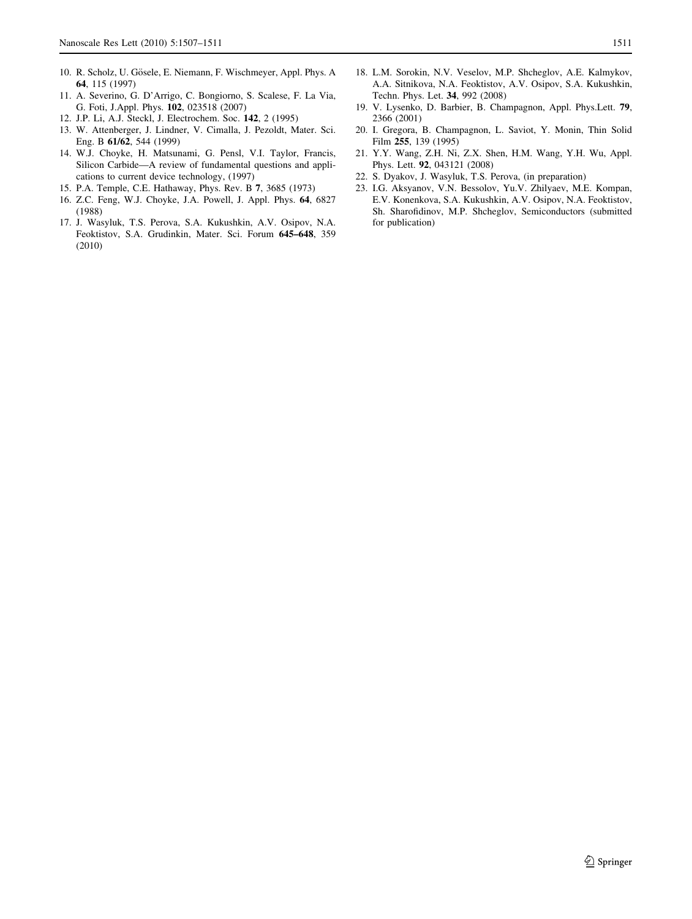10. R. Scholz, U. Gösele, E. Niemann, F. Wischmeyer, Appl. Phys. A **64**, 115 (1997)
11. A. Severino, G. D'Arrigo, C. Bongiorno, S. Scalese, F. La Via, G. Foti, J.Appl. Phys. **102**, 023518 (2007)
12. J.P. Li, A.J. Steckl, J. Electrochem. Soc. **142**, 2 (1995)
13. W. Attenberger, J. Lindner, V. Cimalla, J. Pezoldt, Mater. Sci. Eng. B **61/62**, 544 (1999)
14. W.J. Choyke, H. Matsunami, G. Pensl, V.I. Taylor, Francis, Silicon Carbide—A review of fundamental questions and applications to current device technology, (1997)
15. P.A. Temple, C.E. Hathaway, Phys. Rev. B **7**, 3685 (1973)
16. Z.C. Feng, W.J. Choyke, J.A. Powell, J. Appl. Phys. **64**, 6827 (1988)
17. J. Wasyluk, T.S. Perova, S.A. Kukushkin, A.V. Osipov, N.A. Feoktistov, S.A. Grudinkin, Mater. Sci. Forum **645–648**, 359 (2010)
18. L.M. Sorokin, N.V. Veselov, M.P. Shcheglov, A.E. Kalmykov, A.A. Sitnikova, N.A. Feoktistov, A.V. Osipov, S.A. Kukushkin, Techn. Phys. Let. **34**, 992 (2008)
19. V. Lysenko, D. Barbier, B. Champagnon, Appl. Phys.Lett. **79**, 2366 (2001)
20. I. Gregora, B. Champagnon, L. Saviot, Y. Monin, Thin Solid Film **255**, 139 (1995)
21. Y.Y. Wang, Z.H. Ni, Z.X. Shen, H.M. Wang, Y.H. Wu, Appl. Phys. Lett. **92**, 043121 (2008)
22. S. Dyakov, J. Wasyluk, T.S. Perova, (in preparation)
23. I.G. Aksyanov, V.N. Bessolov, Yu.V. Zhilyaev, M.E. Kompan, E.V. Konenkova, S.A. Kukushkin, A.V. Osipov, N.A. Feoktistov, Sh. Sharofidinov, M.P. Shcheglov, Semiconductors (submitted for publication)